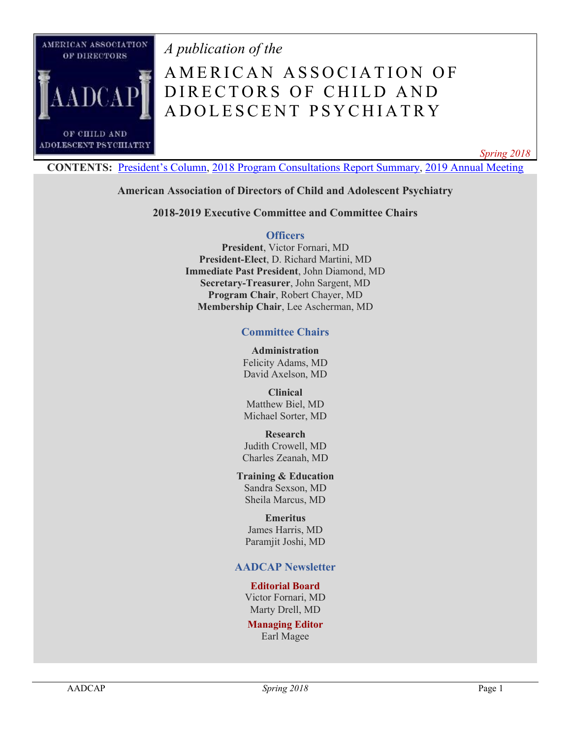*A publication of the*

# AMERICAN ASSOCIATION OF DIRECTORS OF CHILD AND ADOLESCENT PSYCHIATRY

*Spring 2018*

**CONTENTS:** President's Column, 2018 Program Consultations Report Summary, 2019 Annual Meeting

**American Association of Directors of Child and Adolescent Psychiatry**

**2018-2019 Executive Committee and Committee Chairs**

## Officers

**President**, Victor Fornari, MD
**President-Elect**, D. Richard Martini, MD
**Immediate Past President**, John Diamond, MD
**Secretary-Treasurer**, John Sargent, MD
**Program Chair**, Robert Chayer, MD
**Membership Chair**, Lee Ascherman, MD

## Committee Chairs

**Administration**
Felicity Adams, MD
David Axelson, MD

**Clinical**
Matthew Biel, MD
Michael Sorter, MD

**Research**
Judith Crowell, MD
Charles Zeanah, MD

**Training & Education**
Sandra Sexson, MD
Sheila Marcus, MD

**Emeritus**
James Harris, MD
Paramjit Joshi, MD

## AADCAP Newsletter

**Editorial Board**
Victor Fornari, MD
Marty Drell, MD

**Managing Editor**
Earl Magee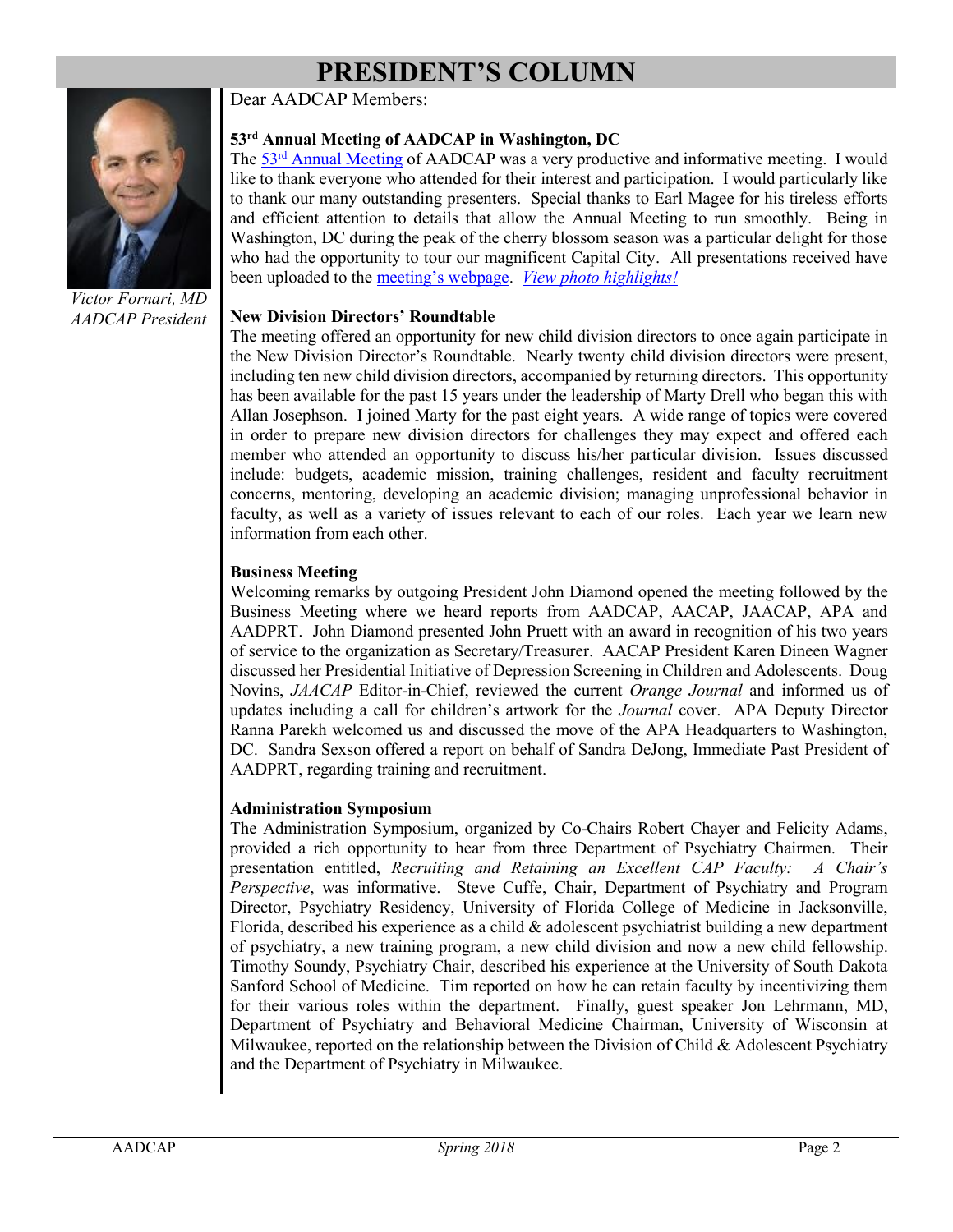# PRESIDENT'S COLUMN

Victor Fornari, MD
*AADCAP President*

Dear AADCAP Members:

### 53rd Annual Meeting of AADCAP in Washington, DC

The 53rd Annual Meeting of AADCAP was a very productive and informative meeting. I would like to thank everyone who attended for their interest and participation. I would particularly like to thank our many outstanding presenters. Special thanks to Earl Magee for his tireless efforts and efficient attention to details that allow the Annual Meeting to run smoothly. Being in Washington, DC during the peak of the cherry blossom season was a particular delight for those who had the opportunity to tour our magnificent Capital City. All presentations received have been uploaded to the meeting's webpage. *View photo highlights!*

### New Division Directors' Roundtable

The meeting offered an opportunity for new child division directors to once again participate in the New Division Director's Roundtable. Nearly twenty child division directors were present, including ten new child division directors, accompanied by returning directors. This opportunity has been available for the past 15 years under the leadership of Marty Drell who began this with Allan Josephson. I joined Marty for the past eight years. A wide range of topics were covered in order to prepare new division directors for challenges they may expect and offered each member who attended an opportunity to discuss his/her particular division. Issues discussed include: budgets, academic mission, training challenges, resident and faculty recruitment concerns, mentoring, developing an academic division; managing unprofessional behavior in faculty, as well as a variety of issues relevant to each of our roles. Each year we learn new information from each other.

### Business Meeting

Welcoming remarks by outgoing President John Diamond opened the meeting followed by the Business Meeting where we heard reports from AADCAP, AACAP, JAACAP, APA and AADPRT. John Diamond presented John Pruett with an award in recognition of his two years of service to the organization as Secretary/Treasurer. AACAP President Karen Dineen Wagner discussed her Presidential Initiative of Depression Screening in Children and Adolescents. Doug Novins, *JAACAP* Editor-in-Chief, reviewed the current *Orange Journal* and informed us of updates including a call for children's artwork for the *Journal* cover. APA Deputy Director Ranna Parekh welcomed us and discussed the move of the APA Headquarters to Washington, DC. Sandra Sexson offered a report on behalf of Sandra DeJong, Immediate Past President of AADPRT, regarding training and recruitment.

### Administration Symposium

The Administration Symposium, organized by Co-Chairs Robert Chayer and Felicity Adams, provided a rich opportunity to hear from three Department of Psychiatry Chairmen. Their presentation entitled, *Recruiting and Retaining an Excellent CAP Faculty: A Chair's Perspective*, was informative. Steve Cuffe, Chair, Department of Psychiatry and Program Director, Psychiatry Residency, University of Florida College of Medicine in Jacksonville, Florida, described his experience as a child & adolescent psychiatrist building a new department of psychiatry, a new training program, a new child division and now a new child fellowship. Timothy Soundy, Psychiatry Chair, described his experience at the University of South Dakota Sanford School of Medicine. Tim reported on how he can retain faculty by incentivizing them for their various roles within the department. Finally, guest speaker Jon Lehrmann, MD, Department of Psychiatry and Behavioral Medicine Chairman, University of Wisconsin at Milwaukee, reported on the relationship between the Division of Child & Adolescent Psychiatry and the Department of Psychiatry in Milwaukee.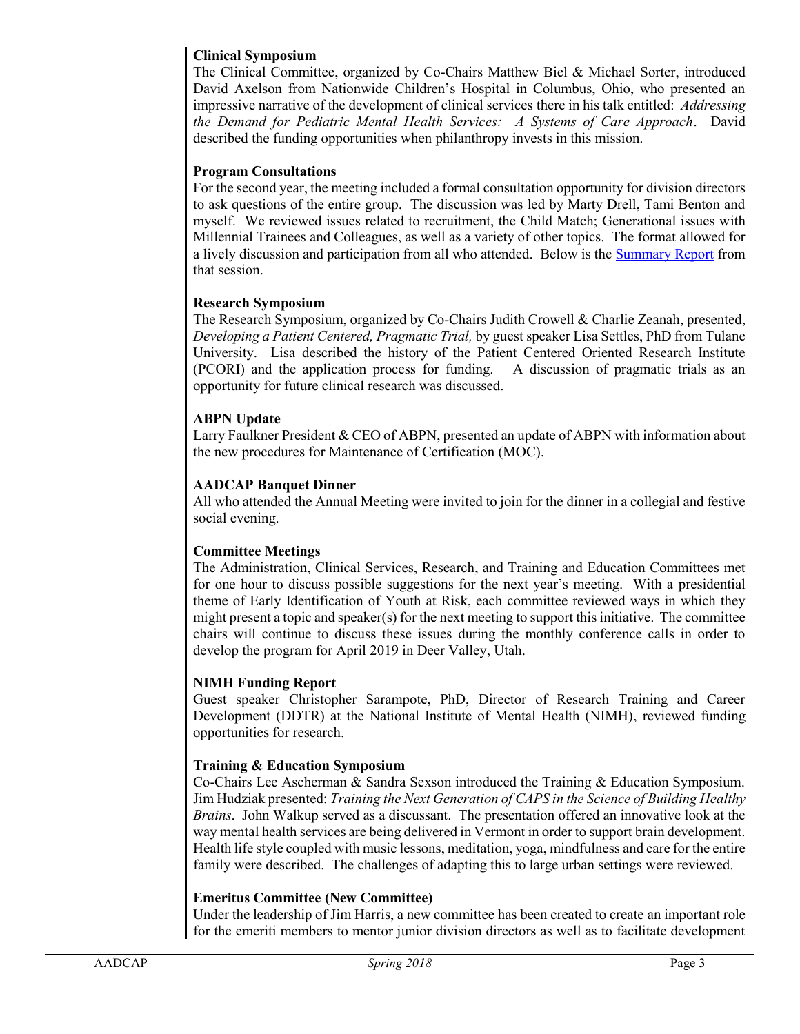**Clinical Symposium**

The Clinical Committee, organized by Co-Chairs Matthew Biel & Michael Sorter, introduced David Axelson from Nationwide Children's Hospital in Columbus, Ohio, who presented an impressive narrative of the development of clinical services there in his talk entitled: *Addressing the Demand for Pediatric Mental Health Services: A Systems of Care Approach*. David described the funding opportunities when philanthropy invests in this mission.

**Program Consultations**

For the second year, the meeting included a formal consultation opportunity for division directors to ask questions of the entire group. The discussion was led by Marty Drell, Tami Benton and myself. We reviewed issues related to recruitment, the Child Match; Generational issues with Millennial Trainees and Colleagues, as well as a variety of other topics. The format allowed for a lively discussion and participation from all who attended. Below is the Summary Report from that session.

**Research Symposium**

The Research Symposium, organized by Co-Chairs Judith Crowell & Charlie Zeanah, presented, *Developing a Patient Centered, Pragmatic Trial,* by guest speaker Lisa Settles, PhD from Tulane University. Lisa described the history of the Patient Centered Oriented Research Institute (PCORI) and the application process for funding. A discussion of pragmatic trials as an opportunity for future clinical research was discussed.

**ABPN Update**

Larry Faulkner President & CEO of ABPN, presented an update of ABPN with information about the new procedures for Maintenance of Certification (MOC).

**AADCAP Banquet Dinner**

All who attended the Annual Meeting were invited to join for the dinner in a collegial and festive social evening.

**Committee Meetings**

The Administration, Clinical Services, Research, and Training and Education Committees met for one hour to discuss possible suggestions for the next year's meeting. With a presidential theme of Early Identification of Youth at Risk, each committee reviewed ways in which they might present a topic and speaker(s) for the next meeting to support this initiative. The committee chairs will continue to discuss these issues during the monthly conference calls in order to develop the program for April 2019 in Deer Valley, Utah.

**NIMH Funding Report**

Guest speaker Christopher Sarampote, PhD, Director of Research Training and Career Development (DDTR) at the National Institute of Mental Health (NIMH), reviewed funding opportunities for research.

**Training & Education Symposium**

Co-Chairs Lee Ascherman & Sandra Sexson introduced the Training & Education Symposium. Jim Hudziak presented: *Training the Next Generation of CAPS in the Science of Building Healthy Brains*. John Walkup served as a discussant. The presentation offered an innovative look at the way mental health services are being delivered in Vermont in order to support brain development. Health life style coupled with music lessons, meditation, yoga, mindfulness and care for the entire family were described. The challenges of adapting this to large urban settings were reviewed.

**Emeritus Committee (New Committee)**

Under the leadership of Jim Harris, a new committee has been created to create an important role for the emeriti members to mentor junior division directors as well as to facilitate development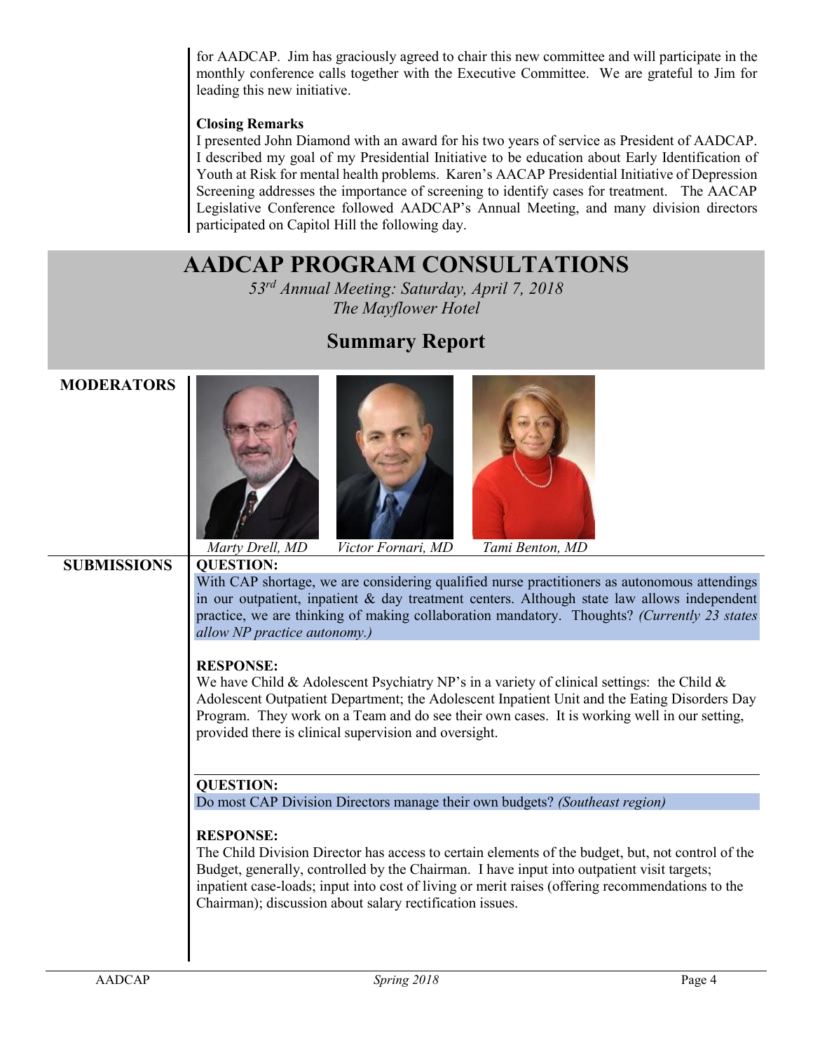for AADCAP. Jim has graciously agreed to chair this new committee and will participate in the monthly conference calls together with the Executive Committee. We are grateful to Jim for leading this new initiative.

**Closing Remarks**

I presented John Diamond with an award for his two years of service as President of AADCAP. I described my goal of my Presidential Initiative to be education about Early Identification of Youth at Risk for mental health problems. Karen's AACAP Presidential Initiative of Depression Screening addresses the importance of screening to identify cases for treatment. The AACAP Legislative Conference followed AADCAP's Annual Meeting, and many division directors participated on Capitol Hill the following day.

# AADCAP PROGRAM CONSULTATIONS

*53rd Annual Meeting: Saturday, April 7, 2018*
*The Mayflower Hotel*

## Summary Report

**MODERATORS**

*Marty Drell, MD* *Victor Fornari, MD* *Tami Benton, MD*

**SUBMISSIONS**

**QUESTION:**

With CAP shortage, we are considering qualified nurse practitioners as autonomous attendings in our outpatient, inpatient & day treatment centers. Although state law allows independent practice, we are thinking of making collaboration mandatory. Thoughts? *(Currently 23 states allow NP practice autonomy.)*

**RESPONSE:**

We have Child & Adolescent Psychiatry NP's in a variety of clinical settings: the Child & Adolescent Outpatient Department; the Adolescent Inpatient Unit and the Eating Disorders Day Program. They work on a Team and do see their own cases. It is working well in our setting, provided there is clinical supervision and oversight.

**QUESTION:**

Do most CAP Division Directors manage their own budgets? *(Southeast region)*

**RESPONSE:**

The Child Division Director has access to certain elements of the budget, but, not control of the Budget, generally, controlled by the Chairman. I have input into outpatient visit targets; inpatient case-loads; input into cost of living or merit raises (offering recommendations to the Chairman); discussion about salary rectification issues.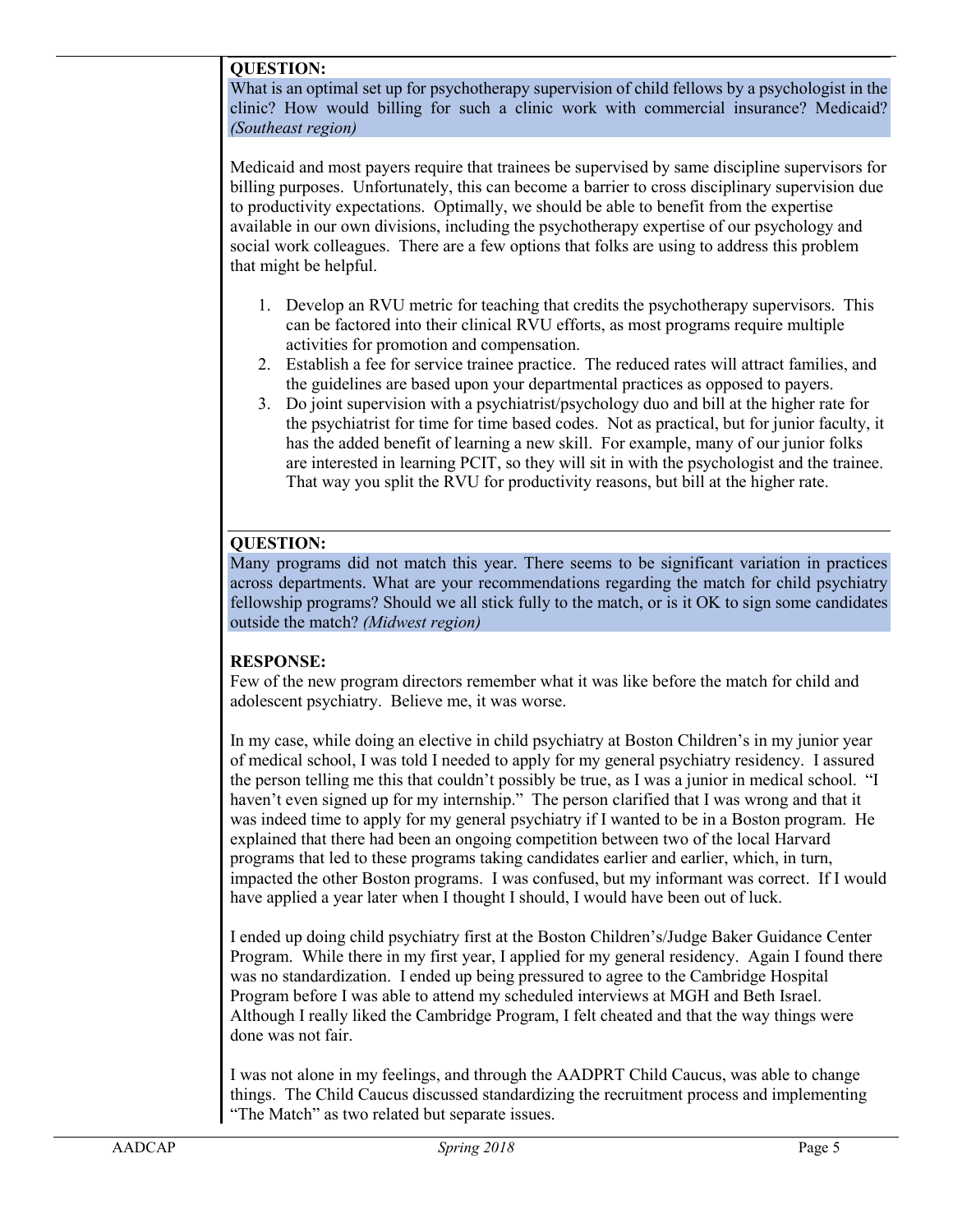**QUESTION:**
What is an optimal set up for psychotherapy supervision of child fellows by a psychologist in the clinic? How would billing for such a clinic work with commercial insurance? Medicaid? *(Southeast region)*

Medicaid and most payers require that trainees be supervised by same discipline supervisors for billing purposes. Unfortunately, this can become a barrier to cross disciplinary supervision due to productivity expectations. Optimally, we should be able to benefit from the expertise available in our own divisions, including the psychotherapy expertise of our psychology and social work colleagues. There are a few options that folks are using to address this problem that might be helpful.

1. Develop an RVU metric for teaching that credits the psychotherapy supervisors. This can be factored into their clinical RVU efforts, as most programs require multiple activities for promotion and compensation.
2. Establish a fee for service trainee practice. The reduced rates will attract families, and the guidelines are based upon your departmental practices as opposed to payers.
3. Do joint supervision with a psychiatrist/psychology duo and bill at the higher rate for the psychiatrist for time for time based codes. Not as practical, but for junior faculty, it has the added benefit of learning a new skill. For example, many of our junior folks are interested in learning PCIT, so they will sit in with the psychologist and the trainee. That way you split the RVU for productivity reasons, but bill at the higher rate.

---

**QUESTION:**
Many programs did not match this year. There seems to be significant variation in practices across departments. What are your recommendations regarding the match for child psychiatry fellowship programs? Should we all stick fully to the match, or is it OK to sign some candidates outside the match? *(Midwest region)*

**RESPONSE:**
Few of the new program directors remember what it was like before the match for child and adolescent psychiatry. Believe me, it was worse.

In my case, while doing an elective in child psychiatry at Boston Children's in my junior year of medical school, I was told I needed to apply for my general psychiatry residency. I assured the person telling me this that couldn't possibly be true, as I was a junior in medical school. "I haven't even signed up for my internship." The person clarified that I was wrong and that it was indeed time to apply for my general psychiatry if I wanted to be in a Boston program. He explained that there had been an ongoing competition between two of the local Harvard programs that led to these programs taking candidates earlier and earlier, which, in turn, impacted the other Boston programs. I was confused, but my informant was correct. If I would have applied a year later when I thought I should, I would have been out of luck.

I ended up doing child psychiatry first at the Boston Children's/Judge Baker Guidance Center Program. While there in my first year, I applied for my general residency. Again I found there was no standardization. I ended up being pressured to agree to the Cambridge Hospital Program before I was able to attend my scheduled interviews at MGH and Beth Israel. Although I really liked the Cambridge Program, I felt cheated and that the way things were done was not fair.

I was not alone in my feelings, and through the AADPRT Child Caucus, was able to change things. The Child Caucus discussed standardizing the recruitment process and implementing "The Match" as two related but separate issues.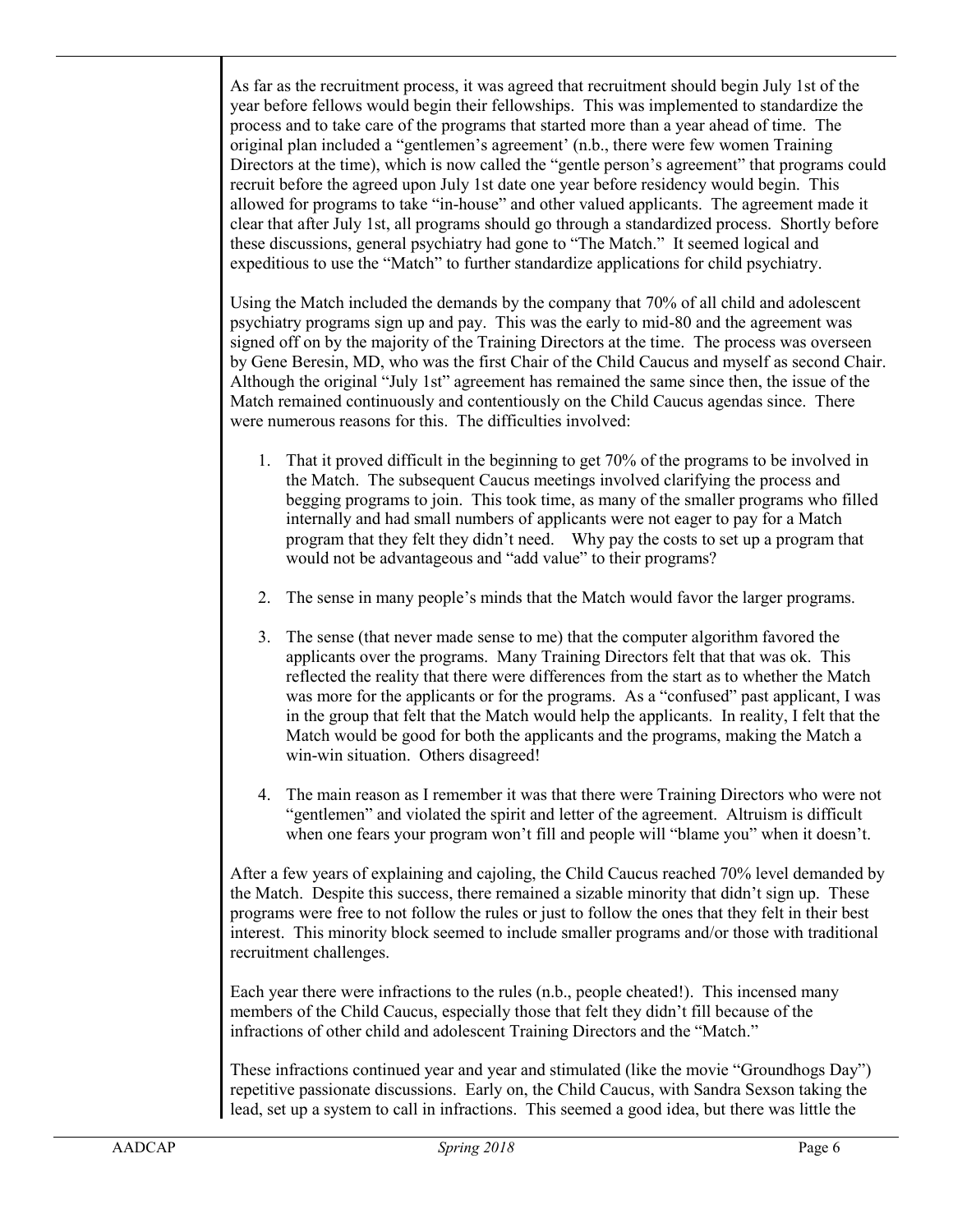As far as the recruitment process, it was agreed that recruitment should begin July 1st of the year before fellows would begin their fellowships. This was implemented to standardize the process and to take care of the programs that started more than a year ahead of time. The original plan included a "gentlemen's agreement' (n.b., there were few women Training Directors at the time), which is now called the "gentle person's agreement" that programs could recruit before the agreed upon July 1st date one year before residency would begin. This allowed for programs to take "in-house" and other valued applicants. The agreement made it clear that after July 1st, all programs should go through a standardized process. Shortly before these discussions, general psychiatry had gone to "The Match." It seemed logical and expeditious to use the "Match" to further standardize applications for child psychiatry.

Using the Match included the demands by the company that 70% of all child and adolescent psychiatry programs sign up and pay. This was the early to mid-80 and the agreement was signed off on by the majority of the Training Directors at the time. The process was overseen by Gene Beresin, MD, who was the first Chair of the Child Caucus and myself as second Chair. Although the original "July 1st" agreement has remained the same since then, the issue of the Match remained continuously and contentiously on the Child Caucus agendas since. There were numerous reasons for this. The difficulties involved:

1. That it proved difficult in the beginning to get 70% of the programs to be involved in the Match. The subsequent Caucus meetings involved clarifying the process and begging programs to join. This took time, as many of the smaller programs who filled internally and had small numbers of applicants were not eager to pay for a Match program that they felt they didn't need. Why pay the costs to set up a program that would not be advantageous and "add value" to their programs?

2. The sense in many people's minds that the Match would favor the larger programs.

3. The sense (that never made sense to me) that the computer algorithm favored the applicants over the programs. Many Training Directors felt that that was ok. This reflected the reality that there were differences from the start as to whether the Match was more for the applicants or for the programs. As a "confused" past applicant, I was in the group that felt that the Match would help the applicants. In reality, I felt that the Match would be good for both the applicants and the programs, making the Match a win-win situation. Others disagreed!

4. The main reason as I remember it was that there were Training Directors who were not "gentlemen" and violated the spirit and letter of the agreement. Altruism is difficult when one fears your program won't fill and people will "blame you" when it doesn't.

After a few years of explaining and cajoling, the Child Caucus reached 70% level demanded by the Match. Despite this success, there remained a sizable minority that didn't sign up. These programs were free to not follow the rules or just to follow the ones that they felt in their best interest. This minority block seemed to include smaller programs and/or those with traditional recruitment challenges.

Each year there were infractions to the rules (n.b., people cheated!). This incensed many members of the Child Caucus, especially those that felt they didn't fill because of the infractions of other child and adolescent Training Directors and the "Match."

These infractions continued year and year and stimulated (like the movie "Groundhogs Day") repetitive passionate discussions. Early on, the Child Caucus, with Sandra Sexson taking the lead, set up a system to call in infractions. This seemed a good idea, but there was little the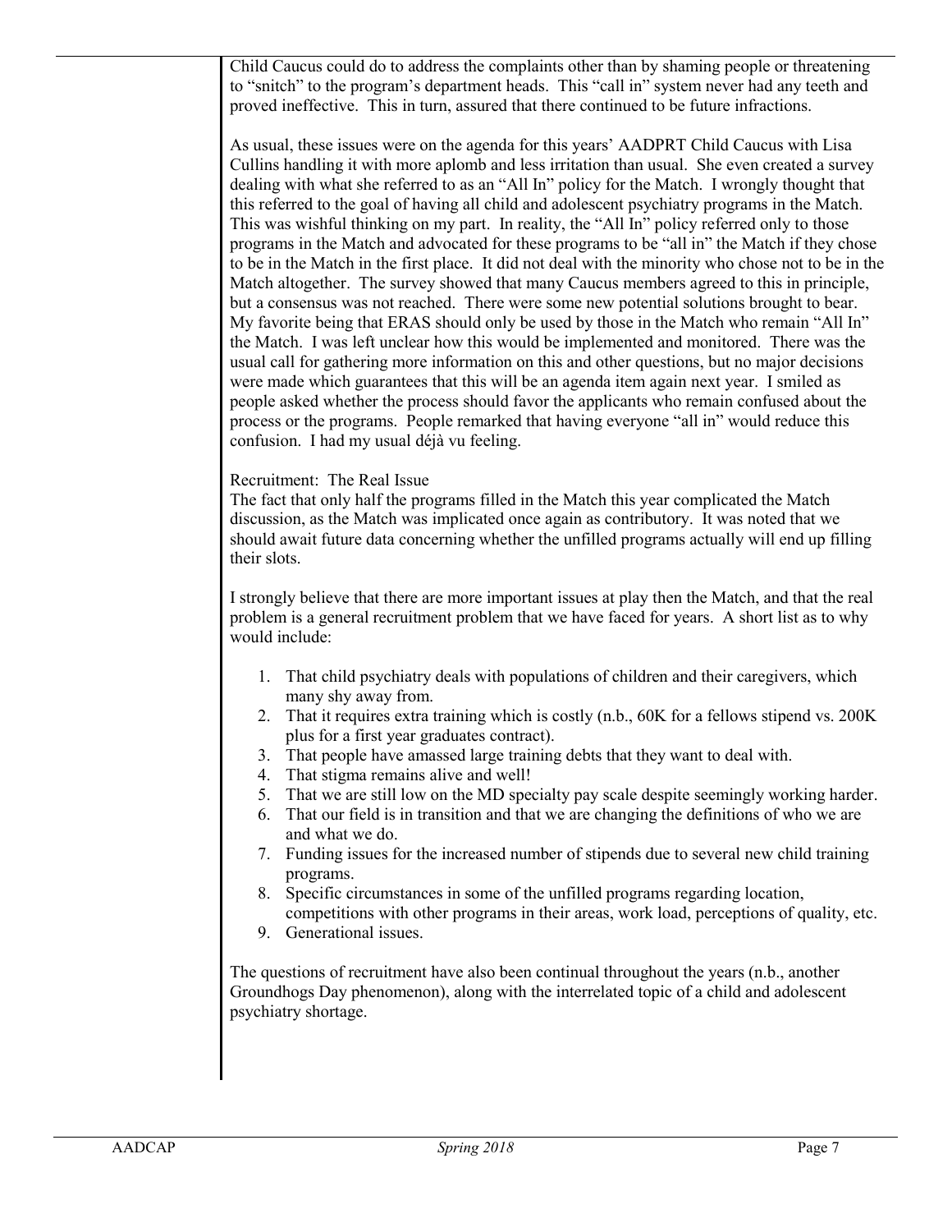Child Caucus could do to address the complaints other than by shaming people or threatening to "snitch" to the program's department heads. This "call in" system never had any teeth and proved ineffective. This in turn, assured that there continued to be future infractions.

As usual, these issues were on the agenda for this years' AADPRT Child Caucus with Lisa Cullins handling it with more aplomb and less irritation than usual. She even created a survey dealing with what she referred to as an "All In" policy for the Match. I wrongly thought that this referred to the goal of having all child and adolescent psychiatry programs in the Match. This was wishful thinking on my part. In reality, the "All In" policy referred only to those programs in the Match and advocated for these programs to be "all in" the Match if they chose to be in the Match in the first place. It did not deal with the minority who chose not to be in the Match altogether. The survey showed that many Caucus members agreed to this in principle, but a consensus was not reached. There were some new potential solutions brought to bear. My favorite being that ERAS should only be used by those in the Match who remain "All In" the Match. I was left unclear how this would be implemented and monitored. There was the usual call for gathering more information on this and other questions, but no major decisions were made which guarantees that this will be an agenda item again next year. I smiled as people asked whether the process should favor the applicants who remain confused about the process or the programs. People remarked that having everyone "all in" would reduce this confusion. I had my usual déjà vu feeling.

Recruitment: The Real Issue

The fact that only half the programs filled in the Match this year complicated the Match discussion, as the Match was implicated once again as contributory. It was noted that we should await future data concerning whether the unfilled programs actually will end up filling their slots.

I strongly believe that there are more important issues at play then the Match, and that the real problem is a general recruitment problem that we have faced for years. A short list as to why would include:

1. That child psychiatry deals with populations of children and their caregivers, which many shy away from.
2. That it requires extra training which is costly (n.b., 60K for a fellows stipend vs. 200K plus for a first year graduates contract).
3. That people have amassed large training debts that they want to deal with.
4. That stigma remains alive and well!
5. That we are still low on the MD specialty pay scale despite seemingly working harder.
6. That our field is in transition and that we are changing the definitions of who we are and what we do.
7. Funding issues for the increased number of stipends due to several new child training programs.
8. Specific circumstances in some of the unfilled programs regarding location, competitions with other programs in their areas, work load, perceptions of quality, etc.
9. Generational issues.

The questions of recruitment have also been continual throughout the years (n.b., another Groundhogs Day phenomenon), along with the interrelated topic of a child and adolescent psychiatry shortage.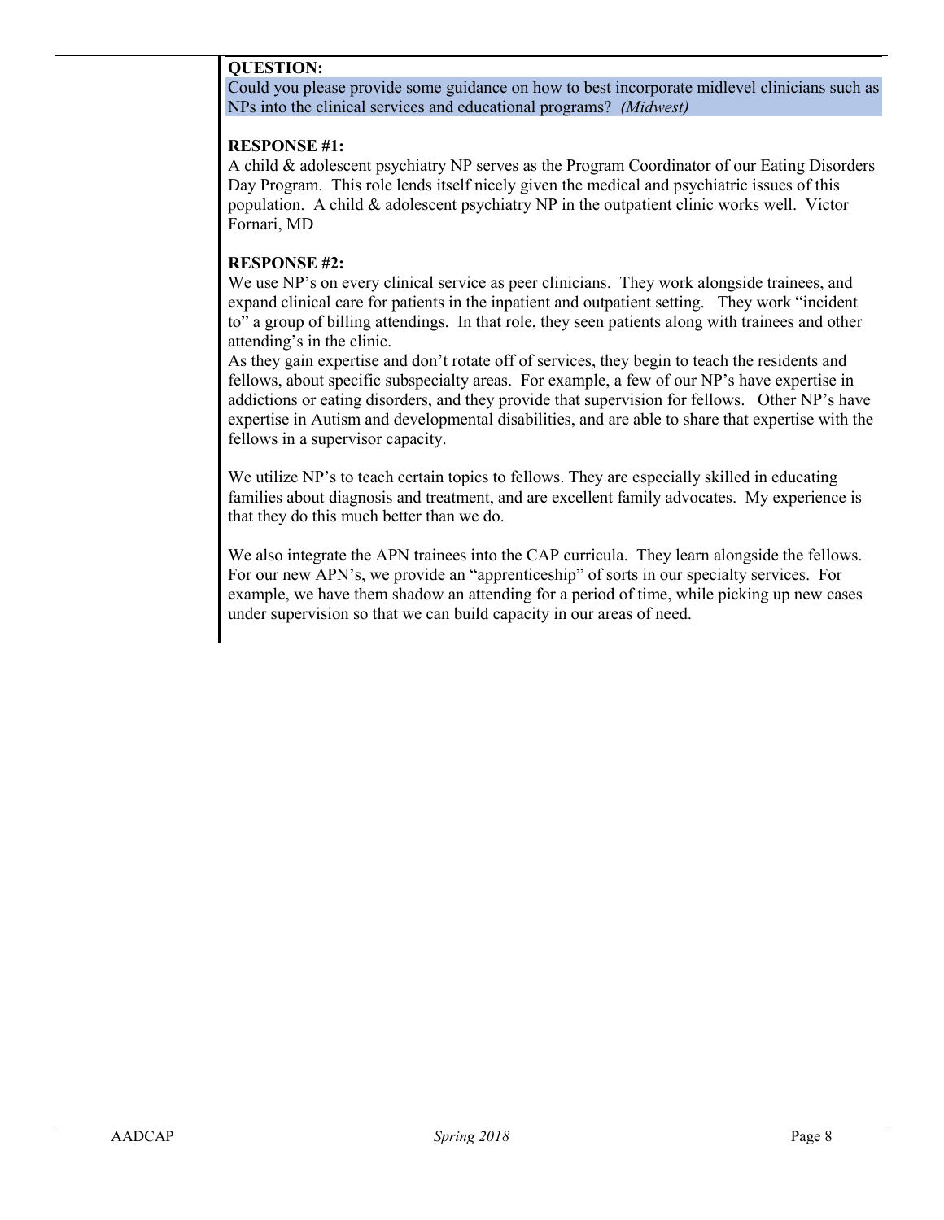**QUESTION:**

Could you please provide some guidance on how to best incorporate midlevel clinicians such as NPs into the clinical services and educational programs? *(Midwest)*

**RESPONSE #1:**

A child & adolescent psychiatry NP serves as the Program Coordinator of our Eating Disorders Day Program. This role lends itself nicely given the medical and psychiatric issues of this population. A child & adolescent psychiatry NP in the outpatient clinic works well. Victor Fornari, MD

**RESPONSE #2:**

We use NP's on every clinical service as peer clinicians. They work alongside trainees, and expand clinical care for patients in the inpatient and outpatient setting. They work "incident to" a group of billing attendings. In that role, they seen patients along with trainees and other attending's in the clinic.

As they gain expertise and don't rotate off of services, they begin to teach the residents and fellows, about specific subspecialty areas. For example, a few of our NP's have expertise in addictions or eating disorders, and they provide that supervision for fellows. Other NP's have expertise in Autism and developmental disabilities, and are able to share that expertise with the fellows in a supervisor capacity.

We utilize NP's to teach certain topics to fellows. They are especially skilled in educating families about diagnosis and treatment, and are excellent family advocates. My experience is that they do this much better than we do.

We also integrate the APN trainees into the CAP curricula. They learn alongside the fellows. For our new APN's, we provide an "apprenticeship" of sorts in our specialty services. For example, we have them shadow an attending for a period of time, while picking up new cases under supervision so that we can build capacity in our areas of need.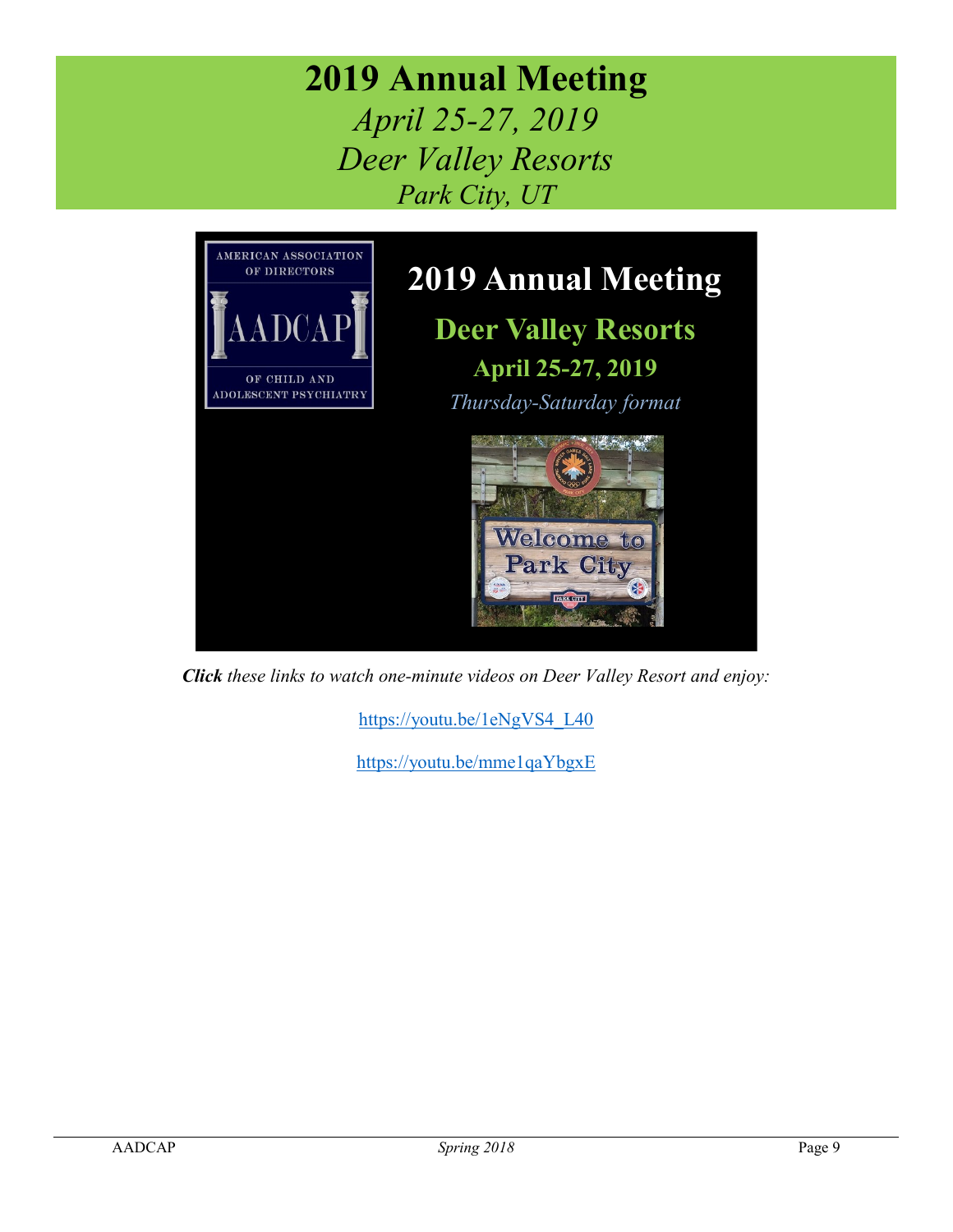# 2019 Annual Meeting

*April 25-27, 2019*

*Deer Valley Resorts*

*Park City, UT*

AMERICAN ASSOCIATION OF DIRECTORS

AADCAP

OF CHILD AND ADOLESCENT PSYCHIATRY

**2019 Annual Meeting**

**Deer Valley Resorts**

**April 25-27, 2019**

*Thursday-Saturday format*

Welcome to Park City

***Click*** *these links to watch one-minute videos on Deer Valley Resort and enjoy:*

https://youtu.be/1eNgVS4_L40

https://youtu.be/mme1qaYbgxE